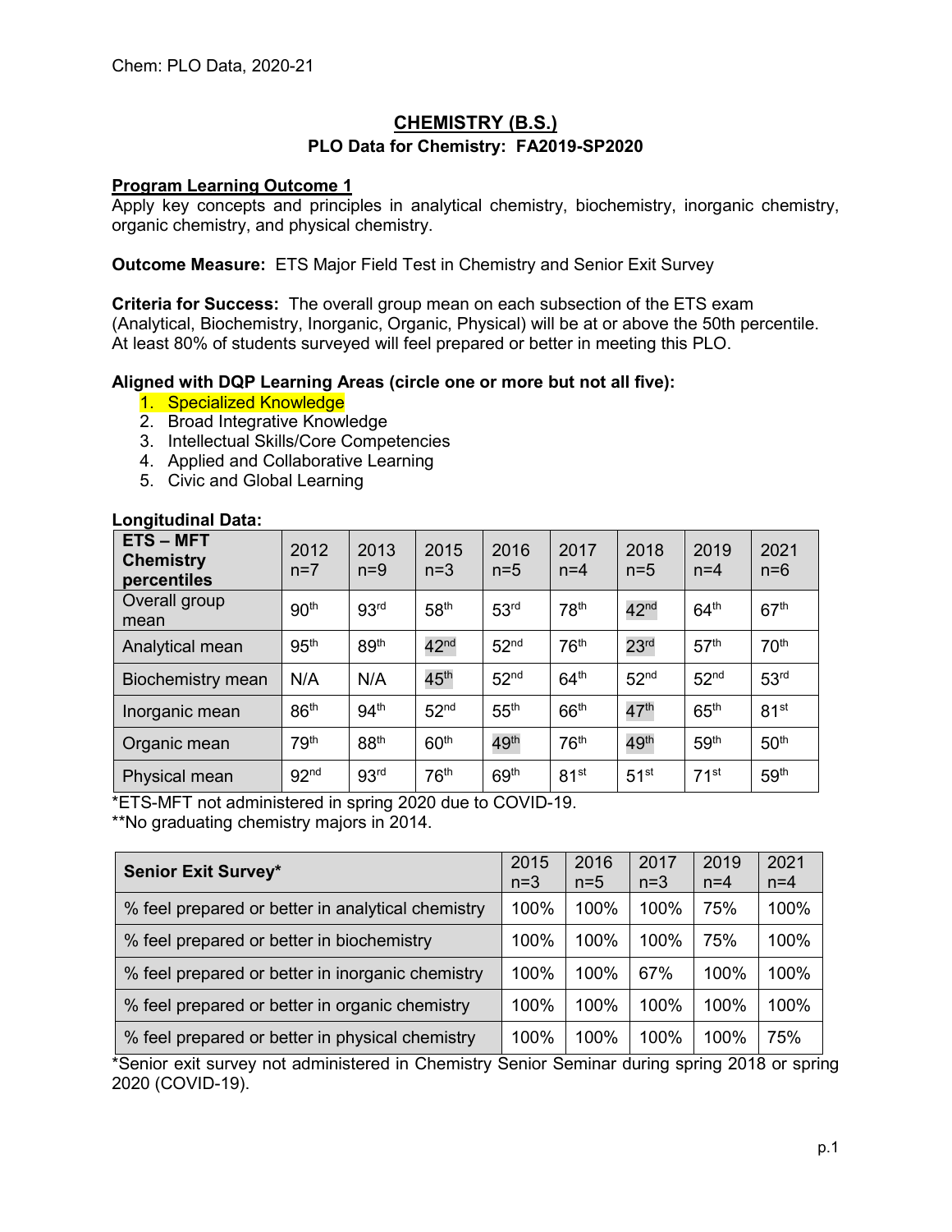# CHEMISTRY (B.S.)

## PLO Data for Chemistry: FA2019-SP2020

**Program Learning Outcome 1**
Apply key concepts and principles in analytical chemistry, biochemistry, inorganic chemistry, organic chemistry, and physical chemistry.

**Outcome Measure:** ETS Major Field Test in Chemistry and Senior Exit Survey

**Criteria for Success:** The overall group mean on each subsection of the ETS exam (Analytical, Biochemistry, Inorganic, Organic, Physical) will be at or above the 50th percentile. At least 80% of students surveyed will feel prepared or better in meeting this PLO.

**Aligned with DQP Learning Areas (circle one or more but not all five):**

1. Specialized Knowledge
2. Broad Integrative Knowledge
3. Intellectual Skills/Core Competencies
4. Applied and Collaborative Learning
5. Civic and Global Learning

**Longitudinal Data:**

| ETS – MFT Chemistry percentiles | 2012 n=7 | 2013 n=9 | 2015 n=3 | 2016 n=5 | 2017 n=4 | 2018 n=5 | 2019 n=4 | 2021 n=6 |
|---|---|---|---|---|---|---|---|---|
| Overall group mean | 90th | 93rd | 58th | 53rd | 78th | 42nd | 64th | 67th |
| Analytical mean | 95th | 89th | 42nd | 52nd | 76th | 23rd | 57th | 70th |
| Biochemistry mean | N/A | N/A | 45th | 52nd | 64th | 52nd | 52nd | 53rd |
| Inorganic mean | 86th | 94th | 52nd | 55th | 66th | 47th | 65th | 81st |
| Organic mean | 79th | 88th | 60th | 49th | 76th | 49th | 59th | 50th |
| Physical mean | 92nd | 93rd | 76th | 69th | 81st | 51st | 71st | 59th |

*ETS-MFT not administered in spring 2020 due to COVID-19.
**No graduating chemistry majors in 2014.

| Senior Exit Survey* | 2015 n=3 | 2016 n=5 | 2017 n=3 | 2019 n=4 | 2021 n=4 |
|---|---|---|---|---|---|
| % feel prepared or better in analytical chemistry | 100% | 100% | 100% | 75% | 100% |
| % feel prepared or better in biochemistry | 100% | 100% | 100% | 75% | 100% |
| % feel prepared or better in inorganic chemistry | 100% | 100% | 67% | 100% | 100% |
| % feel prepared or better in organic chemistry | 100% | 100% | 100% | 100% | 100% |
| % feel prepared or better in physical chemistry | 100% | 100% | 100% | 100% | 75% |

*Senior exit survey not administered in Chemistry Senior Seminar during spring 2018 or spring 2020 (COVID-19).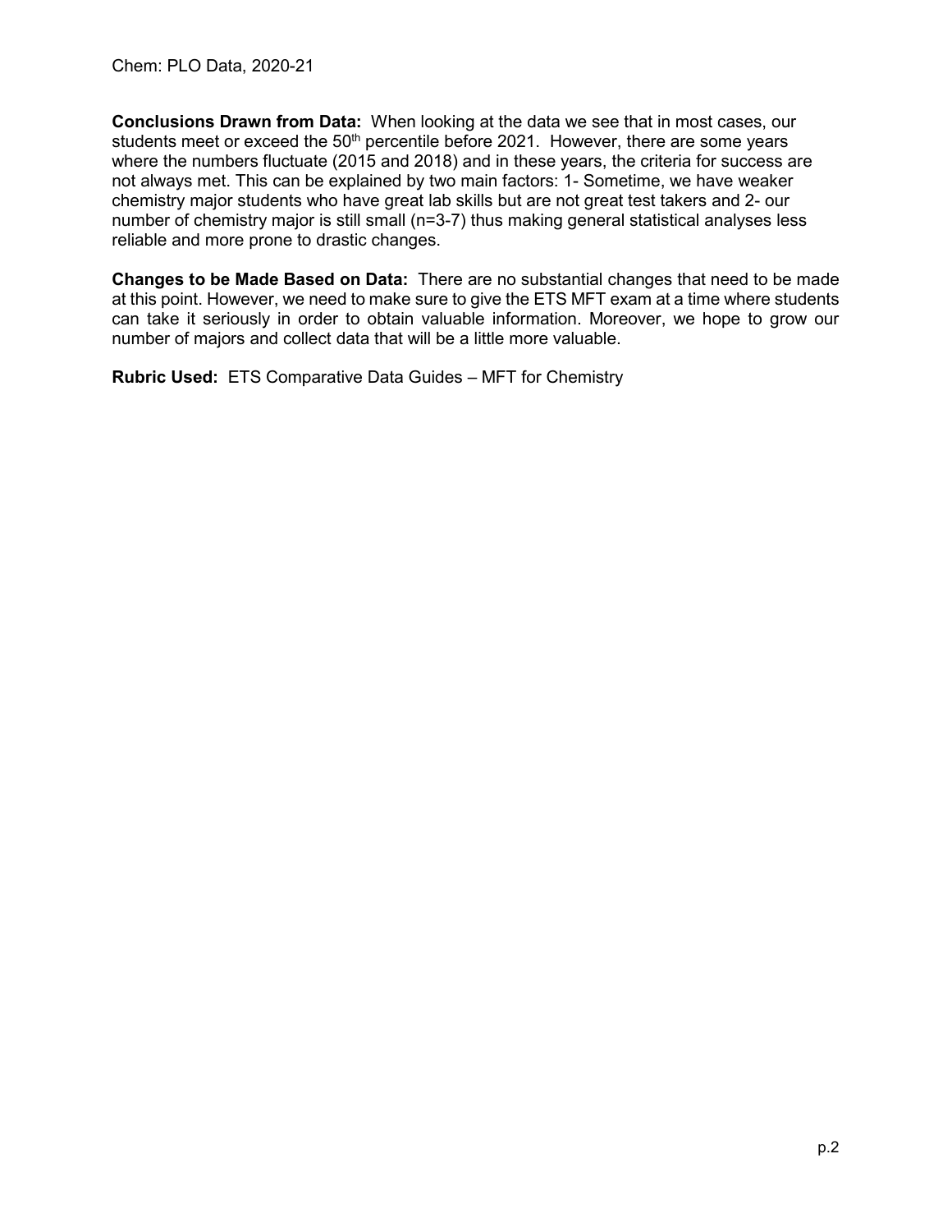**Conclusions Drawn from Data:** When looking at the data we see that in most cases, our students meet or exceed the 50th percentile before 2021. However, there are some years where the numbers fluctuate (2015 and 2018) and in these years, the criteria for success are not always met. This can be explained by two main factors: 1- Sometime, we have weaker chemistry major students who have great lab skills but are not great test takers and 2- our number of chemistry major is still small (n=3-7) thus making general statistical analyses less reliable and more prone to drastic changes.

**Changes to be Made Based on Data:** There are no substantial changes that need to be made at this point. However, we need to make sure to give the ETS MFT exam at a time where students can take it seriously in order to obtain valuable information. Moreover, we hope to grow our number of majors and collect data that will be a little more valuable.

**Rubric Used:** ETS Comparative Data Guides – MFT for Chemistry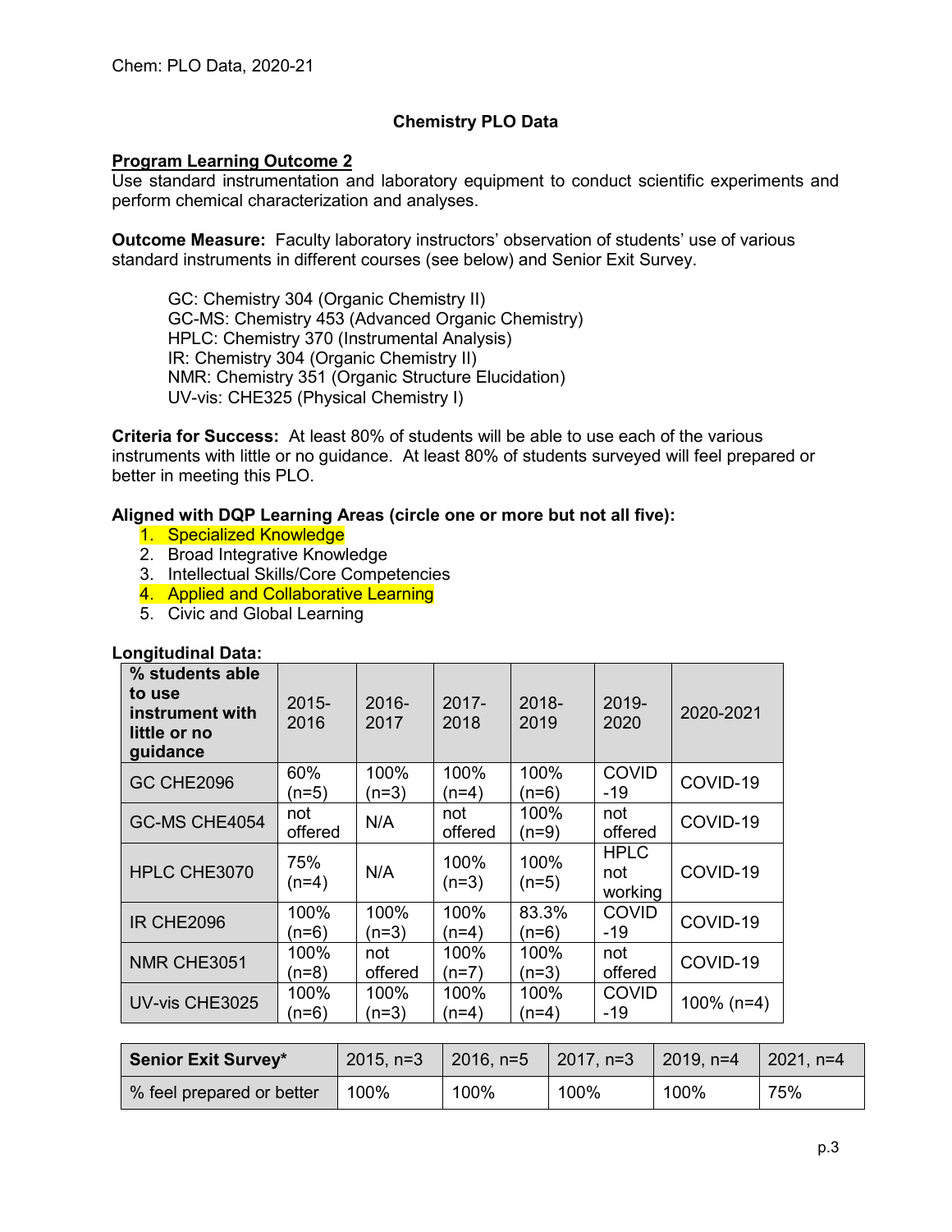# Chemistry PLO Data

## Program Learning Outcome 2

Use standard instrumentation and laboratory equipment to conduct scientific experiments and perform chemical characterization and analyses.

**Outcome Measure:** Faculty laboratory instructors' observation of students' use of various standard instruments in different courses (see below) and Senior Exit Survey.

GC: Chemistry 304 (Organic Chemistry II)
GC-MS: Chemistry 453 (Advanced Organic Chemistry)
HPLC: Chemistry 370 (Instrumental Analysis)
IR: Chemistry 304 (Organic Chemistry II)
NMR: Chemistry 351 (Organic Structure Elucidation)
UV-vis: CHE325 (Physical Chemistry I)

**Criteria for Success:** At least 80% of students will be able to use each of the various instruments with little or no guidance. At least 80% of students surveyed will feel prepared or better in meeting this PLO.

**Aligned with DQP Learning Areas (circle one or more but not all five):**

1. Specialized Knowledge
2. Broad Integrative Knowledge
3. Intellectual Skills/Core Competencies
4. Applied and Collaborative Learning
5. Civic and Global Learning

**Longitudinal Data:**

| % students able to use instrument with little or no guidance | 2015-2016 | 2016-2017 | 2017-2018 | 2018-2019 | 2019-2020 | 2020-2021 |
|---|---|---|---|---|---|---|
| GC CHE2096 | 60% (n=5) | 100% (n=3) | 100% (n=4) | 100% (n=6) | COVID-19 | COVID-19 |
| GC-MS CHE4054 | not offered | N/A | not offered | 100% (n=9) | not offered | COVID-19 |
| HPLC CHE3070 | 75% (n=4) | N/A | 100% (n=3) | 100% (n=5) | HPLC not working | COVID-19 |
| IR CHE2096 | 100% (n=6) | 100% (n=3) | 100% (n=4) | 83.3% (n=6) | COVID-19 | COVID-19 |
| NMR CHE3051 | 100% (n=8) | not offered | 100% (n=7) | 100% (n=3) | not offered | COVID-19 |
| UV-vis CHE3025 | 100% (n=6) | 100% (n=3) | 100% (n=4) | 100% (n=4) | COVID-19 | 100% (n=4) |

| Senior Exit Survey* | 2015, n=3 | 2016, n=5 | 2017, n=3 | 2019, n=4 | 2021, n=4 |
|---|---|---|---|---|---|
| % feel prepared or better | 100% | 100% | 100% | 100% | 75% |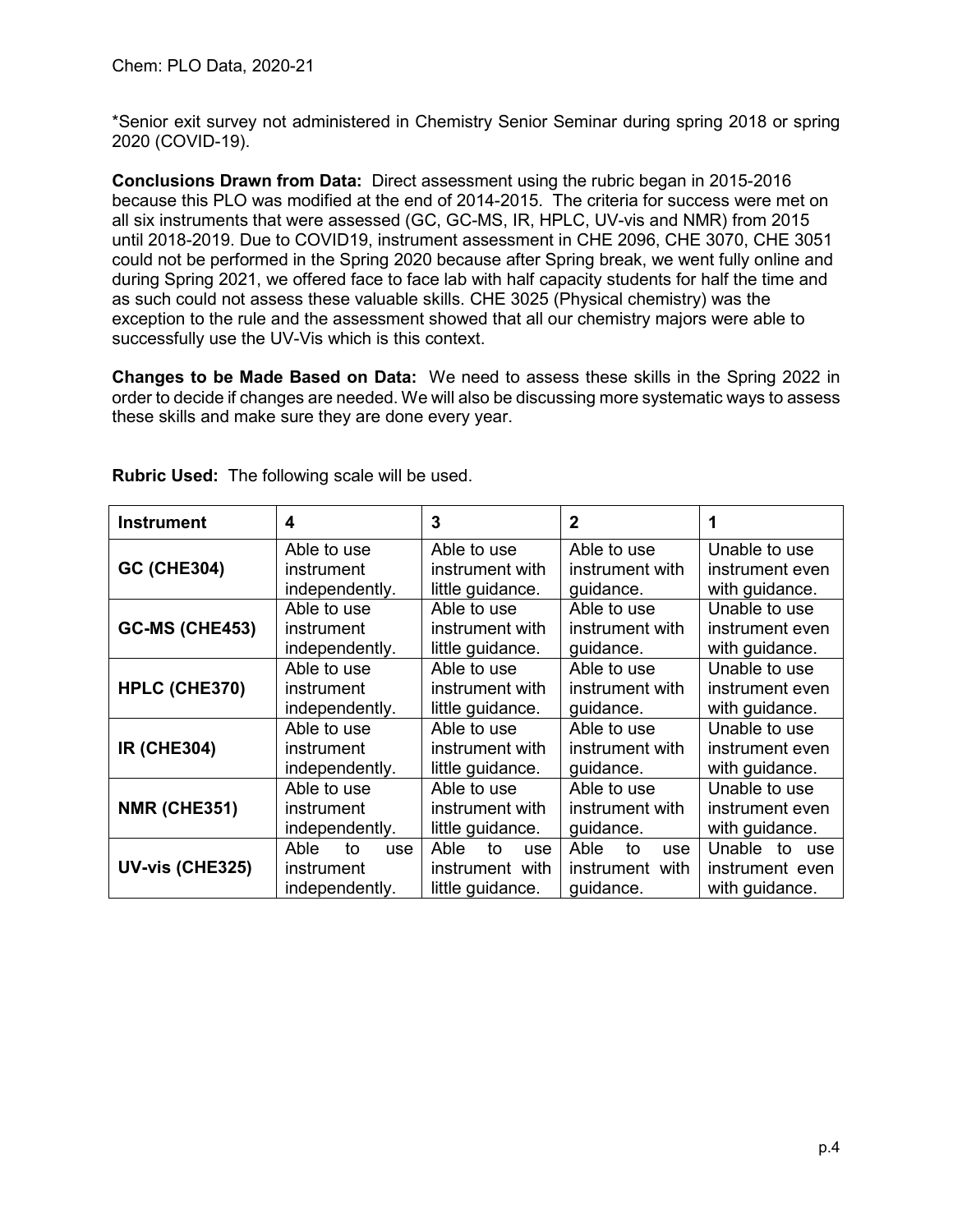*Senior exit survey not administered in Chemistry Senior Seminar during spring 2018 or spring 2020 (COVID-19).

**Conclusions Drawn from Data:** Direct assessment using the rubric began in 2015-2016 because this PLO was modified at the end of 2014-2015. The criteria for success were met on all six instruments that were assessed (GC, GC-MS, IR, HPLC, UV-vis and NMR) from 2015 until 2018-2019. Due to COVID19, instrument assessment in CHE 2096, CHE 3070, CHE 3051 could not be performed in the Spring 2020 because after Spring break, we went fully online and during Spring 2021, we offered face to face lab with half capacity students for half the time and as such could not assess these valuable skills. CHE 3025 (Physical chemistry) was the exception to the rule and the assessment showed that all our chemistry majors were able to successfully use the UV-Vis which is this context.

**Changes to be Made Based on Data:** We need to assess these skills in the Spring 2022 in order to decide if changes are needed. We will also be discussing more systematic ways to assess these skills and make sure they are done every year.

**Rubric Used:** The following scale will be used.

| Instrument | 4 | 3 | 2 | 1 |
|---|---|---|---|---|
| **GC (CHE304)** | Able to use instrument independently. | Able to use instrument with little guidance. | Able to use instrument with guidance. | Unable to use instrument even with guidance. |
| **GC-MS (CHE453)** | Able to use instrument independently. | Able to use instrument with little guidance. | Able to use instrument with guidance. | Unable to use instrument even with guidance. |
| **HPLC (CHE370)** | Able to use instrument independently. | Able to use instrument with little guidance. | Able to use instrument with guidance. | Unable to use instrument even with guidance. |
| **IR (CHE304)** | Able to use instrument independently. | Able to use instrument with little guidance. | Able to use instrument with guidance. | Unable to use instrument even with guidance. |
| **NMR (CHE351)** | Able to use instrument independently. | Able to use instrument with little guidance. | Able to use instrument with guidance. | Unable to use instrument even with guidance. |
| **UV-vis (CHE325)** | Able to use instrument independently. | Able to use instrument with little guidance. | Able to use instrument with guidance. | Unable to use instrument even with guidance. |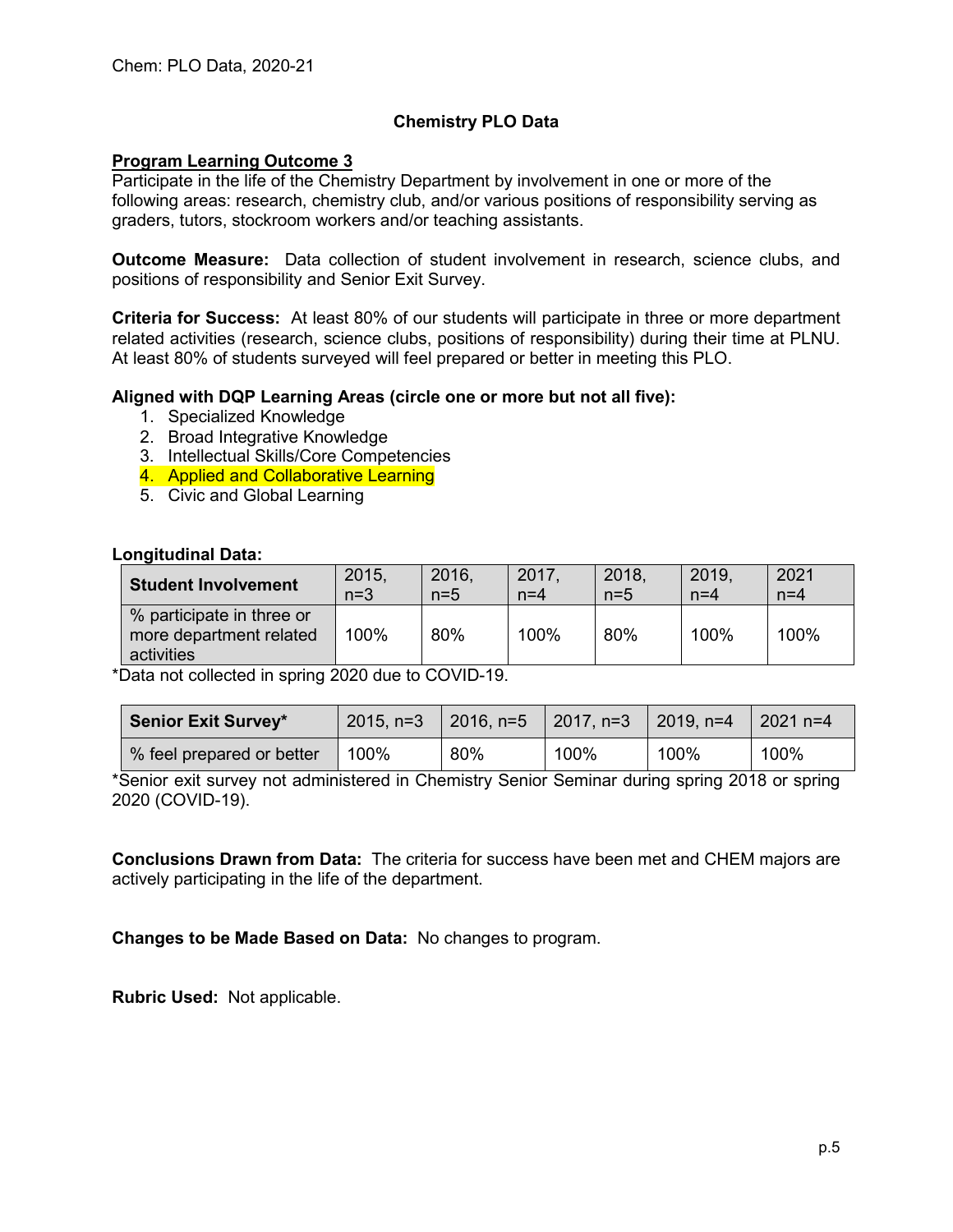# Chemistry PLO Data

## Program Learning Outcome 3

Participate in the life of the Chemistry Department by involvement in one or more of the following areas: research, chemistry club, and/or various positions of responsibility serving as graders, tutors, stockroom workers and/or teaching assistants.

**Outcome Measure:** Data collection of student involvement in research, science clubs, and positions of responsibility and Senior Exit Survey.

**Criteria for Success:** At least 80% of our students will participate in three or more department related activities (research, science clubs, positions of responsibility) during their time at PLNU. At least 80% of students surveyed will feel prepared or better in meeting this PLO.

**Aligned with DQP Learning Areas (circle one or more but not all five):**

1. Specialized Knowledge
2. Broad Integrative Knowledge
3. Intellectual Skills/Core Competencies
4. Applied and Collaborative Learning
5. Civic and Global Learning

**Longitudinal Data:**

| Student Involvement | 2015, n=3 | 2016, n=5 | 2017, n=4 | 2018, n=5 | 2019, n=4 | 2021 n=4 |
|---|---|---|---|---|---|---|
| % participate in three or more department related activities | 100% | 80% | 100% | 80% | 100% | 100% |

*Data not collected in spring 2020 due to COVID-19.

| Senior Exit Survey* | 2015, n=3 | 2016, n=5 | 2017, n=3 | 2019, n=4 | 2021 n=4 |
|---|---|---|---|---|---|
| % feel prepared or better | 100% | 80% | 100% | 100% | 100% |

*Senior exit survey not administered in Chemistry Senior Seminar during spring 2018 or spring 2020 (COVID-19).

**Conclusions Drawn from Data:** The criteria for success have been met and CHEM majors are actively participating in the life of the department.

**Changes to be Made Based on Data:** No changes to program.

**Rubric Used:** Not applicable.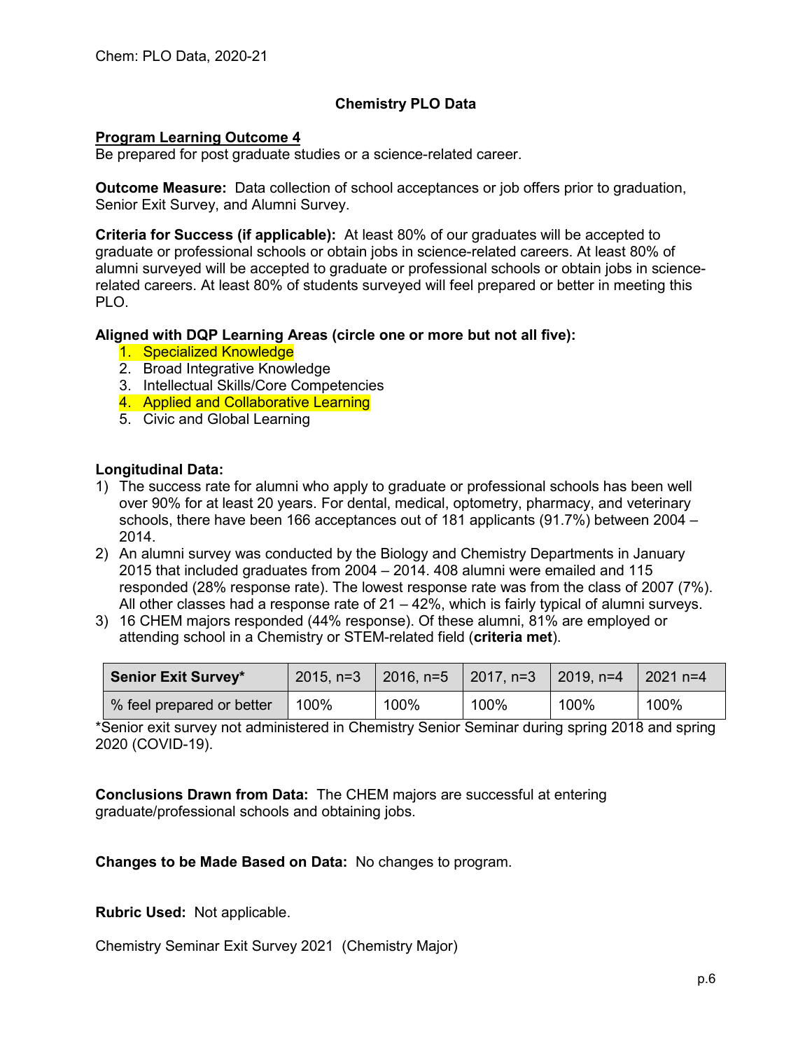Chem: PLO Data, 2020-21

# Chemistry PLO Data

**Program Learning Outcome 4**
Be prepared for post graduate studies or a science-related career.

**Outcome Measure:** Data collection of school acceptances or job offers prior to graduation, Senior Exit Survey, and Alumni Survey.

**Criteria for Success (if applicable):** At least 80% of our graduates will be accepted to graduate or professional schools or obtain jobs in science-related careers. At least 80% of alumni surveyed will be accepted to graduate or professional schools or obtain jobs in science-related careers. At least 80% of students surveyed will feel prepared or better in meeting this PLO.

**Aligned with DQP Learning Areas (circle one or more but not all five):**

1. Specialized Knowledge
2. Broad Integrative Knowledge
3. Intellectual Skills/Core Competencies
4. Applied and Collaborative Learning
5. Civic and Global Learning

**Longitudinal Data:**

1) The success rate for alumni who apply to graduate or professional schools has been well over 90% for at least 20 years. For dental, medical, optometry, pharmacy, and veterinary schools, there have been 166 acceptances out of 181 applicants (91.7%) between 2004 – 2014.
2) An alumni survey was conducted by the Biology and Chemistry Departments in January 2015 that included graduates from 2004 – 2014. 408 alumni were emailed and 115 responded (28% response rate). The lowest response rate was from the class of 2007 (7%). All other classes had a response rate of 21 – 42%, which is fairly typical of alumni surveys.
3) 16 CHEM majors responded (44% response). Of these alumni, 81% are employed or attending school in a Chemistry or STEM-related field (**criteria met**).

| Senior Exit Survey* | 2015, n=3 | 2016, n=5 | 2017, n=3 | 2019, n=4 | 2021 n=4 |
|---|---|---|---|---|---|
| % feel prepared or better | 100% | 100% | 100% | 100% | 100% |

*Senior exit survey not administered in Chemistry Senior Seminar during spring 2018 and spring 2020 (COVID-19).

**Conclusions Drawn from Data:** The CHEM majors are successful at entering graduate/professional schools and obtaining jobs.

**Changes to be Made Based on Data:** No changes to program.

**Rubric Used:** Not applicable.

Chemistry Seminar Exit Survey 2021 (Chemistry Major)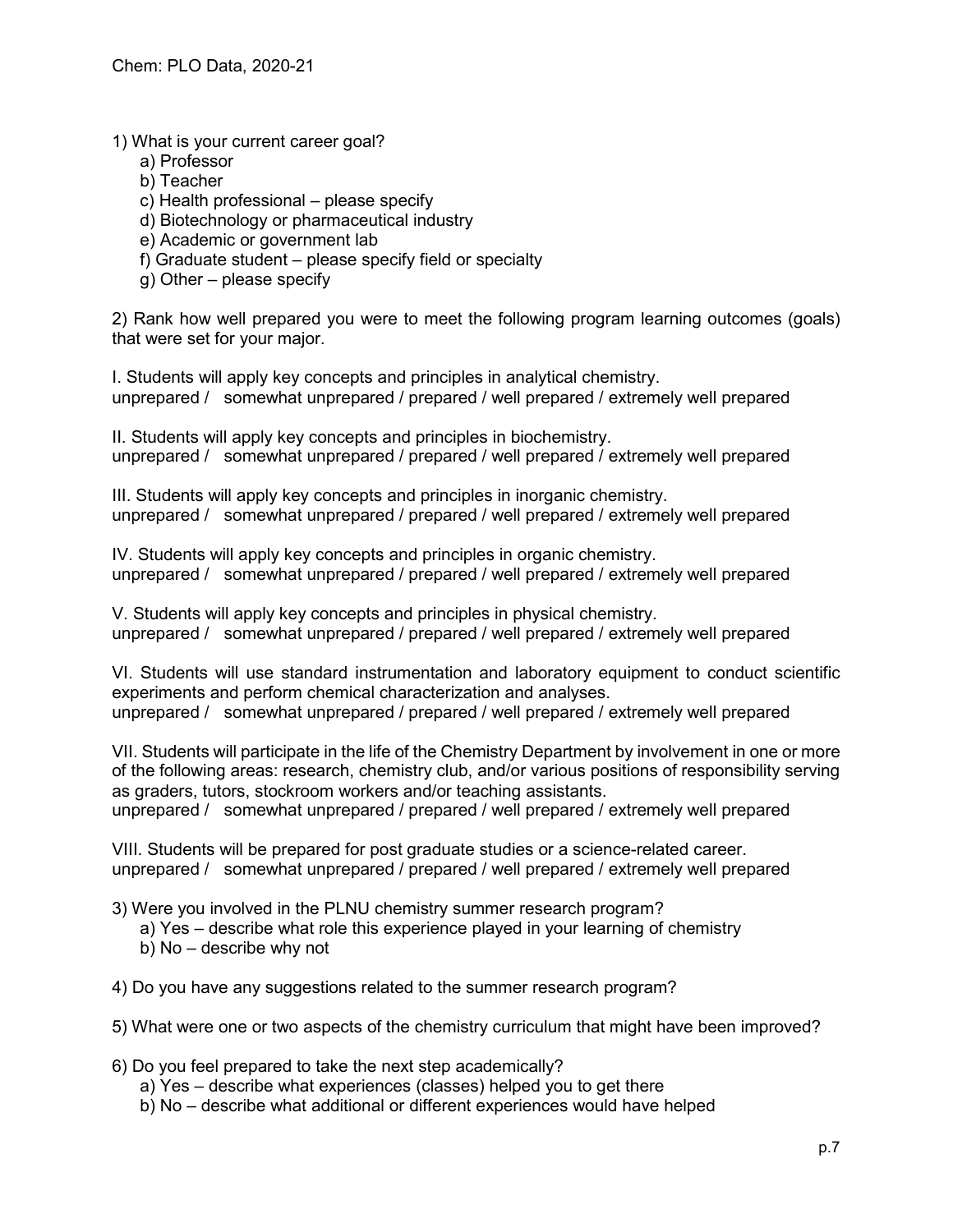1) What is your current career goal?

   a) Professor
   b) Teacher
   c) Health professional – please specify
   d) Biotechnology or pharmaceutical industry
   e) Academic or government lab
   f) Graduate student – please specify field or specialty
   g) Other – please specify

2) Rank how well prepared you were to meet the following program learning outcomes (goals) that were set for your major.

I. Students will apply key concepts and principles in analytical chemistry.
unprepared / somewhat unprepared / prepared / well prepared / extremely well prepared

II. Students will apply key concepts and principles in biochemistry.
unprepared / somewhat unprepared / prepared / well prepared / extremely well prepared

III. Students will apply key concepts and principles in inorganic chemistry.
unprepared / somewhat unprepared / prepared / well prepared / extremely well prepared

IV. Students will apply key concepts and principles in organic chemistry.
unprepared / somewhat unprepared / prepared / well prepared / extremely well prepared

V. Students will apply key concepts and principles in physical chemistry.
unprepared / somewhat unprepared / prepared / well prepared / extremely well prepared

VI. Students will use standard instrumentation and laboratory equipment to conduct scientific experiments and perform chemical characterization and analyses.
unprepared / somewhat unprepared / prepared / well prepared / extremely well prepared

VII. Students will participate in the life of the Chemistry Department by involvement in one or more of the following areas: research, chemistry club, and/or various positions of responsibility serving as graders, tutors, stockroom workers and/or teaching assistants.
unprepared / somewhat unprepared / prepared / well prepared / extremely well prepared

VIII. Students will be prepared for post graduate studies or a science-related career.
unprepared / somewhat unprepared / prepared / well prepared / extremely well prepared

3) Were you involved in the PLNU chemistry summer research program?

   a) Yes – describe what role this experience played in your learning of chemistry
   b) No – describe why not

4) Do you have any suggestions related to the summer research program?

5) What were one or two aspects of the chemistry curriculum that might have been improved?

6) Do you feel prepared to take the next step academically?

   a) Yes – describe what experiences (classes) helped you to get there
   b) No – describe what additional or different experiences would have helped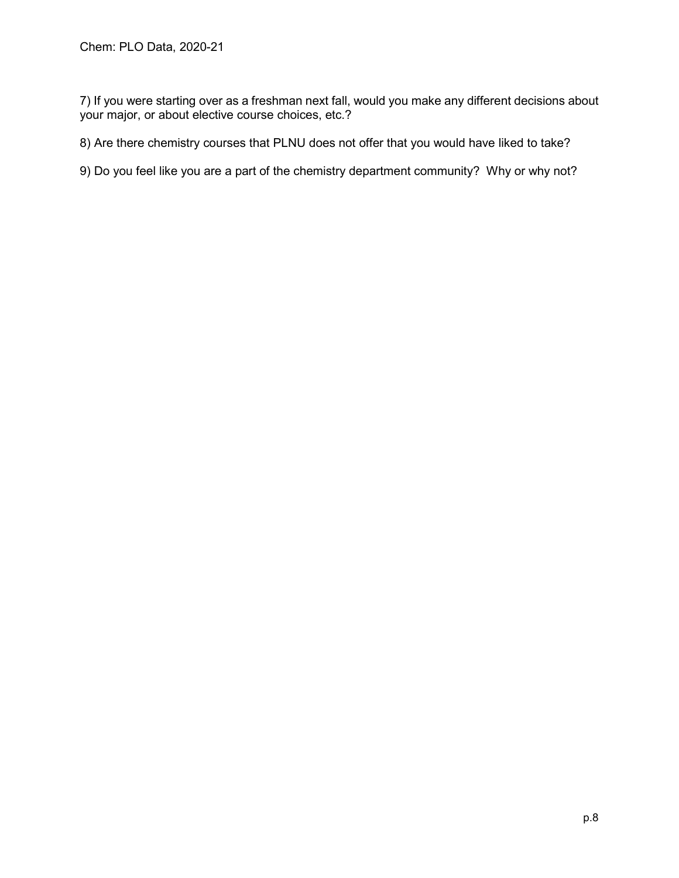7) If you were starting over as a freshman next fall, would you make any different decisions about your major, or about elective course choices, etc.?

8) Are there chemistry courses that PLNU does not offer that you would have liked to take?

9) Do you feel like you are a part of the chemistry department community? Why or why not?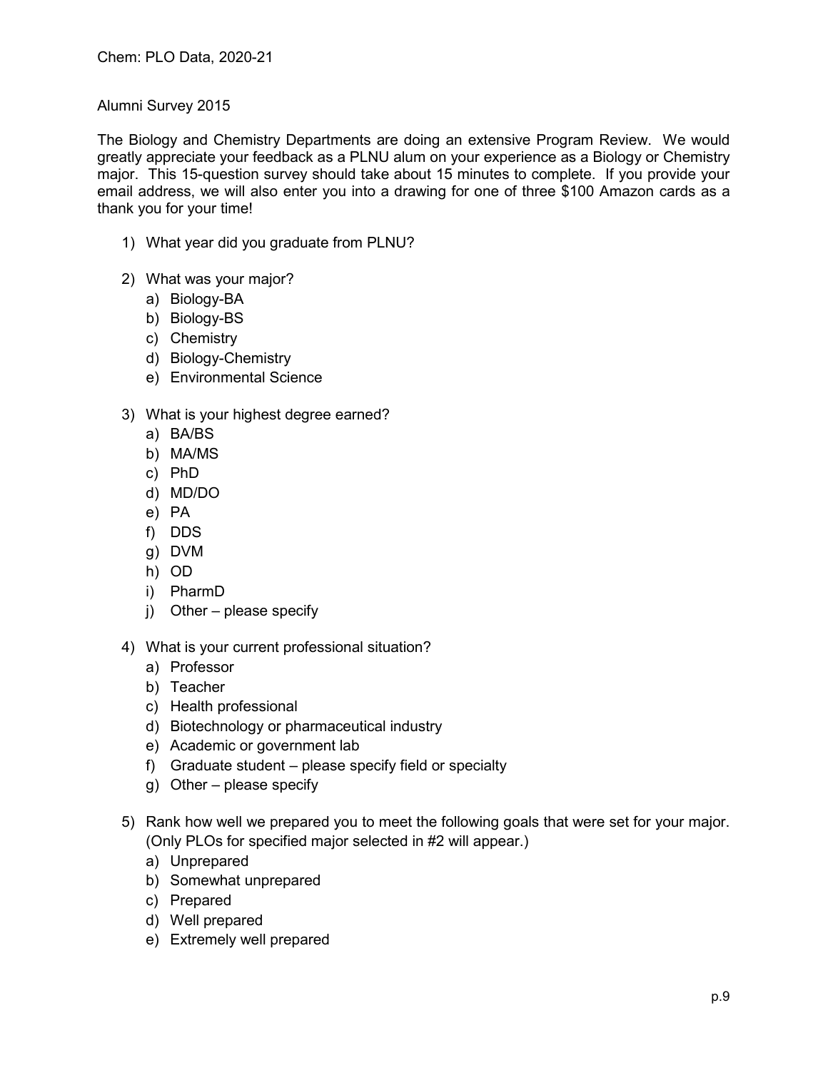Alumni Survey 2015

The Biology and Chemistry Departments are doing an extensive Program Review. We would greatly appreciate your feedback as a PLNU alum on your experience as a Biology or Chemistry major. This 15-question survey should take about 15 minutes to complete. If you provide your email address, we will also enter you into a drawing for one of three $100 Amazon cards as a thank you for your time!

1) What year did you graduate from PLNU?

2) What was your major?
    a) Biology-BA
    b) Biology-BS
    c) Chemistry
    d) Biology-Chemistry
    e) Environmental Science

3) What is your highest degree earned?
    a) BA/BS
    b) MA/MS
    c) PhD
    d) MD/DO
    e) PA
    f) DDS
    g) DVM
    h) OD
    i) PharmD
    j) Other – please specify

4) What is your current professional situation?
    a) Professor
    b) Teacher
    c) Health professional
    d) Biotechnology or pharmaceutical industry
    e) Academic or government lab
    f) Graduate student – please specify field or specialty
    g) Other – please specify

5) Rank how well we prepared you to meet the following goals that were set for your major. (Only PLOs for specified major selected in #2 will appear.)
    a) Unprepared
    b) Somewhat unprepared
    c) Prepared
    d) Well prepared
    e) Extremely well prepared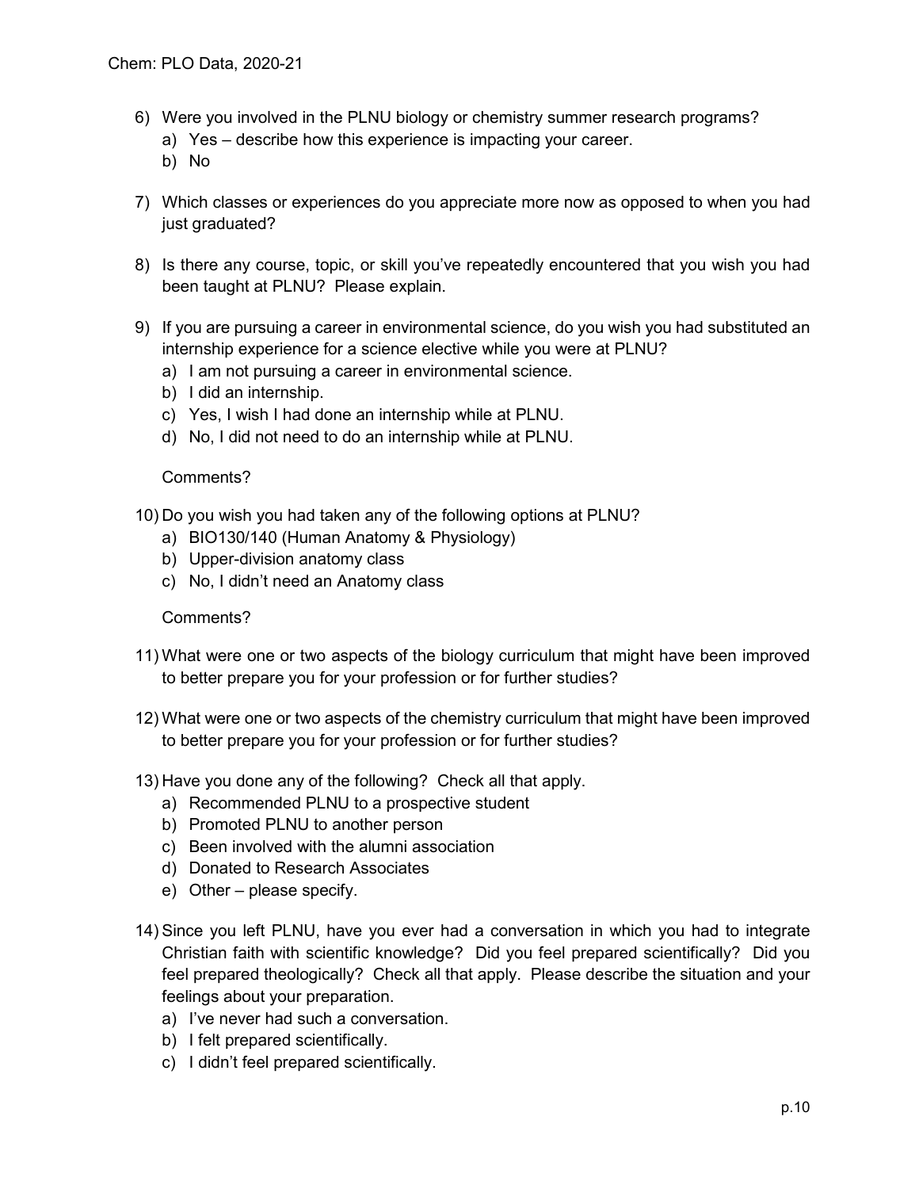6) Were you involved in the PLNU biology or chemistry summer research programs?
   a) Yes – describe how this experience is impacting your career.
   b) No

7) Which classes or experiences do you appreciate more now as opposed to when you had just graduated?

8) Is there any course, topic, or skill you've repeatedly encountered that you wish you had been taught at PLNU? Please explain.

9) If you are pursuing a career in environmental science, do you wish you had substituted an internship experience for a science elective while you were at PLNU?
   a) I am not pursuing a career in environmental science.
   b) I did an internship.
   c) Yes, I wish I had done an internship while at PLNU.
   d) No, I did not need to do an internship while at PLNU.

   Comments?

10) Do you wish you had taken any of the following options at PLNU?
    a) BIO130/140 (Human Anatomy & Physiology)
    b) Upper-division anatomy class
    c) No, I didn't need an Anatomy class

    Comments?

11) What were one or two aspects of the biology curriculum that might have been improved to better prepare you for your profession or for further studies?

12) What were one or two aspects of the chemistry curriculum that might have been improved to better prepare you for your profession or for further studies?

13) Have you done any of the following? Check all that apply.
    a) Recommended PLNU to a prospective student
    b) Promoted PLNU to another person
    c) Been involved with the alumni association
    d) Donated to Research Associates
    e) Other – please specify.

14) Since you left PLNU, have you ever had a conversation in which you had to integrate Christian faith with scientific knowledge? Did you feel prepared scientifically? Did you feel prepared theologically? Check all that apply. Please describe the situation and your feelings about your preparation.
    a) I've never had such a conversation.
    b) I felt prepared scientifically.
    c) I didn't feel prepared scientifically.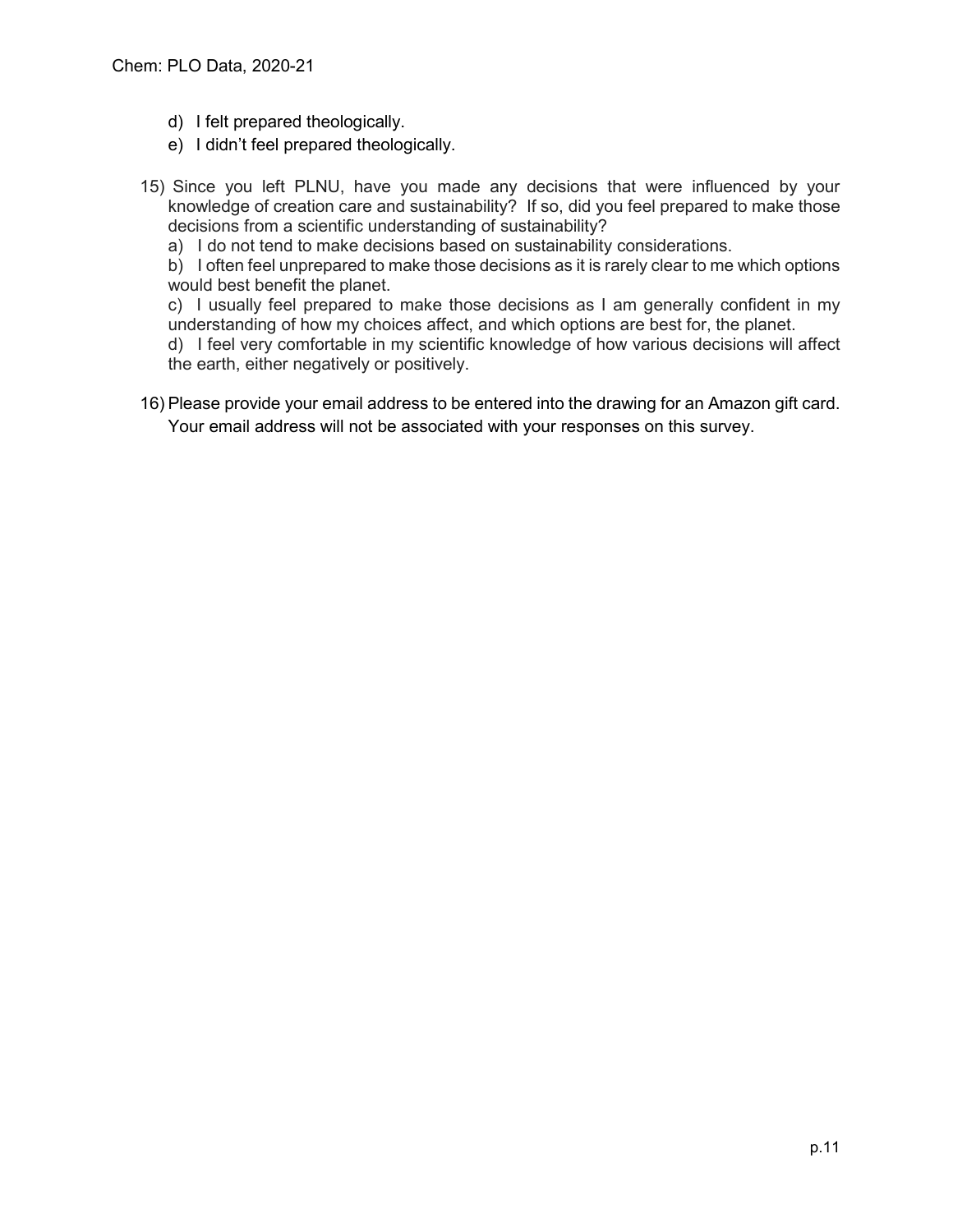d) I felt prepared theologically.
e) I didn't feel prepared theologically.

15) Since you left PLNU, have you made any decisions that were influenced by your knowledge of creation care and sustainability? If so, did you feel prepared to make those decisions from a scientific understanding of sustainability?

a) I do not tend to make decisions based on sustainability considerations.
b) I often feel unprepared to make those decisions as it is rarely clear to me which options would best benefit the planet.
c) I usually feel prepared to make those decisions as I am generally confident in my understanding of how my choices affect, and which options are best for, the planet.
d) I feel very comfortable in my scientific knowledge of how various decisions will affect the earth, either negatively or positively.

16) Please provide your email address to be entered into the drawing for an Amazon gift card. Your email address will not be associated with your responses on this survey.